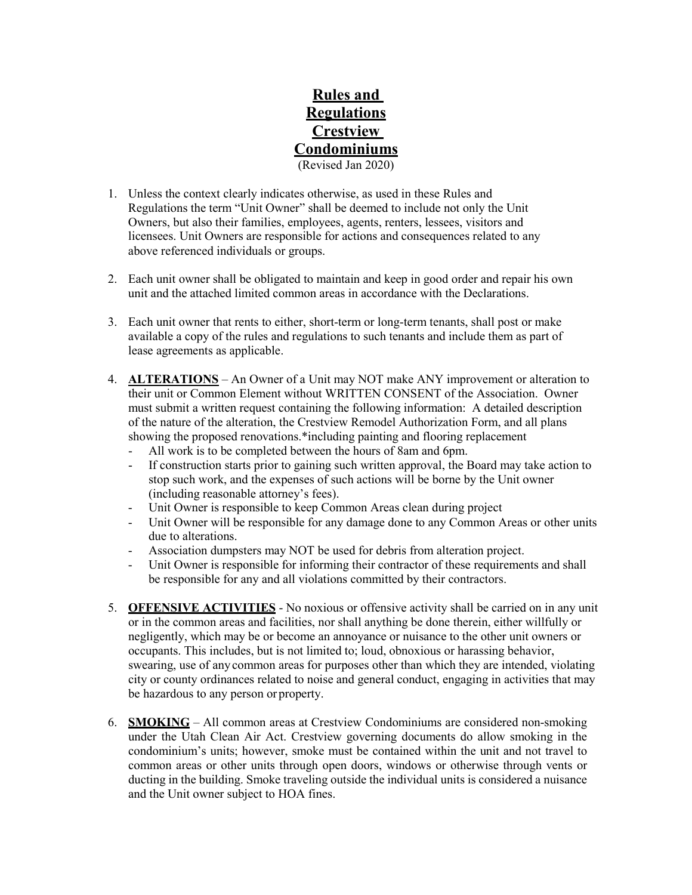# Rules and Regulations Crestview Condominiums

(Revised Jan 2020)

1. Unless the context clearly indicates otherwise, as used in these Rules and Regulations the term "Unit Owner" shall be deemed to include not only the Unit Owners, but also their families, employees, agents, renters, lessees, visitors and licensees. Unit Owners are responsible for actions and consequences related to any above referenced individuals or groups.

2. Each unit owner shall be obligated to maintain and keep in good order and repair his own unit and the attached limited common areas in accordance with the Declarations.

3. Each unit owner that rents to either, short-term or long-term tenants, shall post or make available a copy of the rules and regulations to such tenants and include them as part of lease agreements as applicable.

4. **ALTERATIONS** – An Owner of a Unit may NOT make ANY improvement or alteration to their unit or Common Element without WRITTEN CONSENT of the Association. Owner must submit a written request containing the following information: A detailed description of the nature of the alteration, the Crestview Remodel Authorization Form, and all plans showing the proposed renovations.*including painting and flooring replacement
   - All work is to be completed between the hours of 8am and 6pm.
   - If construction starts prior to gaining such written approval, the Board may take action to stop such work, and the expenses of such actions will be borne by the Unit owner (including reasonable attorney's fees).
   - Unit Owner is responsible to keep Common Areas clean during project
   - Unit Owner will be responsible for any damage done to any Common Areas or other units due to alterations.
   - Association dumpsters may NOT be used for debris from alteration project.
   - Unit Owner is responsible for informing their contractor of these requirements and shall be responsible for any and all violations committed by their contractors.

5. **OFFENSIVE ACTIVITIES** - No noxious or offensive activity shall be carried on in any unit or in the common areas and facilities, nor shall anything be done therein, either willfully or negligently, which may be or become an annoyance or nuisance to the other unit owners or occupants. This includes, but is not limited to; loud, obnoxious or harassing behavior, swearing, use of any common areas for purposes other than which they are intended, violating city or county ordinances related to noise and general conduct, engaging in activities that may be hazardous to any person or property.

6. **SMOKING** – All common areas at Crestview Condominiums are considered non-smoking under the Utah Clean Air Act. Crestview governing documents do allow smoking in the condominium's units; however, smoke must be contained within the unit and not travel to common areas or other units through open doors, windows or otherwise through vents or ducting in the building. Smoke traveling outside the individual units is considered a nuisance and the Unit owner subject to HOA fines.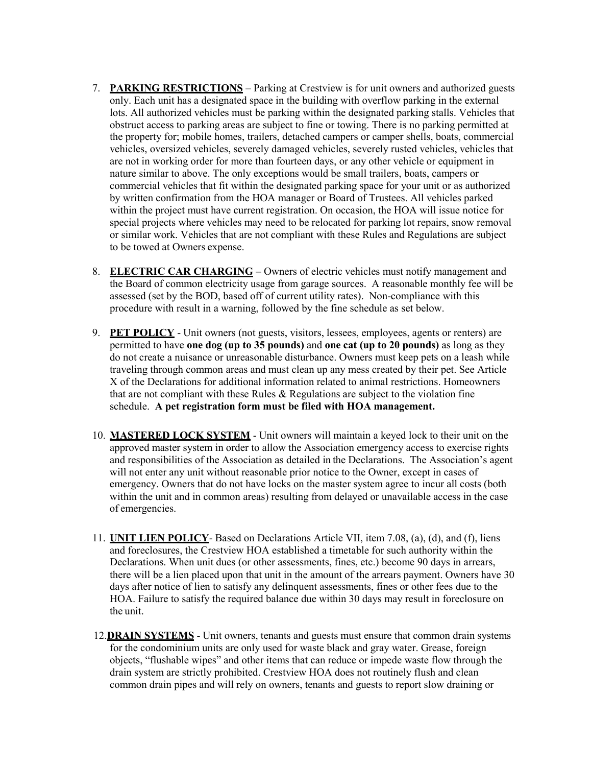7. **PARKING RESTRICTIONS** – Parking at Crestview is for unit owners and authorized guests only. Each unit has a designated space in the building with overflow parking in the external lots. All authorized vehicles must be parking within the designated parking stalls. Vehicles that obstruct access to parking areas are subject to fine or towing. There is no parking permitted at the property for; mobile homes, trailers, detached campers or camper shells, boats, commercial vehicles, oversized vehicles, severely damaged vehicles, severely rusted vehicles, vehicles that are not in working order for more than fourteen days, or any other vehicle or equipment in nature similar to above. The only exceptions would be small trailers, boats, campers or commercial vehicles that fit within the designated parking space for your unit or as authorized by written confirmation from the HOA manager or Board of Trustees. All vehicles parked within the project must have current registration. On occasion, the HOA will issue notice for special projects where vehicles may need to be relocated for parking lot repairs, snow removal or similar work. Vehicles that are not compliant with these Rules and Regulations are subject to be towed at Owners expense.

8. **ELECTRIC CAR CHARGING** – Owners of electric vehicles must notify management and the Board of common electricity usage from garage sources. A reasonable monthly fee will be assessed (set by the BOD, based off of current utility rates). Non-compliance with this procedure with result in a warning, followed by the fine schedule as set below.

9. **PET POLICY** - Unit owners (not guests, visitors, lessees, employees, agents or renters) are permitted to have **one dog (up to 35 pounds)** and **one cat (up to 20 pounds)** as long as they do not create a nuisance or unreasonable disturbance. Owners must keep pets on a leash while traveling through common areas and must clean up any mess created by their pet. See Article X of the Declarations for additional information related to animal restrictions. Homeowners that are not compliant with these Rules & Regulations are subject to the violation fine schedule. **A pet registration form must be filed with HOA management.**

10. **MASTERED LOCK SYSTEM** - Unit owners will maintain a keyed lock to their unit on the approved master system in order to allow the Association emergency access to exercise rights and responsibilities of the Association as detailed in the Declarations. The Association's agent will not enter any unit without reasonable prior notice to the Owner, except in cases of emergency. Owners that do not have locks on the master system agree to incur all costs (both within the unit and in common areas) resulting from delayed or unavailable access in the case of emergencies.

11. **UNIT LIEN POLICY**- Based on Declarations Article VII, item 7.08, (a), (d), and (f), liens and foreclosures, the Crestview HOA established a timetable for such authority within the Declarations. When unit dues (or other assessments, fines, etc.) become 90 days in arrears, there will be a lien placed upon that unit in the amount of the arrears payment. Owners have 30 days after notice of lien to satisfy any delinquent assessments, fines or other fees due to the HOA. Failure to satisfy the required balance due within 30 days may result in foreclosure on the unit.

12. **DRAIN SYSTEMS** - Unit owners, tenants and guests must ensure that common drain systems for the condominium units are only used for waste black and gray water. Grease, foreign objects, "flushable wipes" and other items that can reduce or impede waste flow through the drain system are strictly prohibited. Crestview HOA does not routinely flush and clean common drain pipes and will rely on owners, tenants and guests to report slow draining or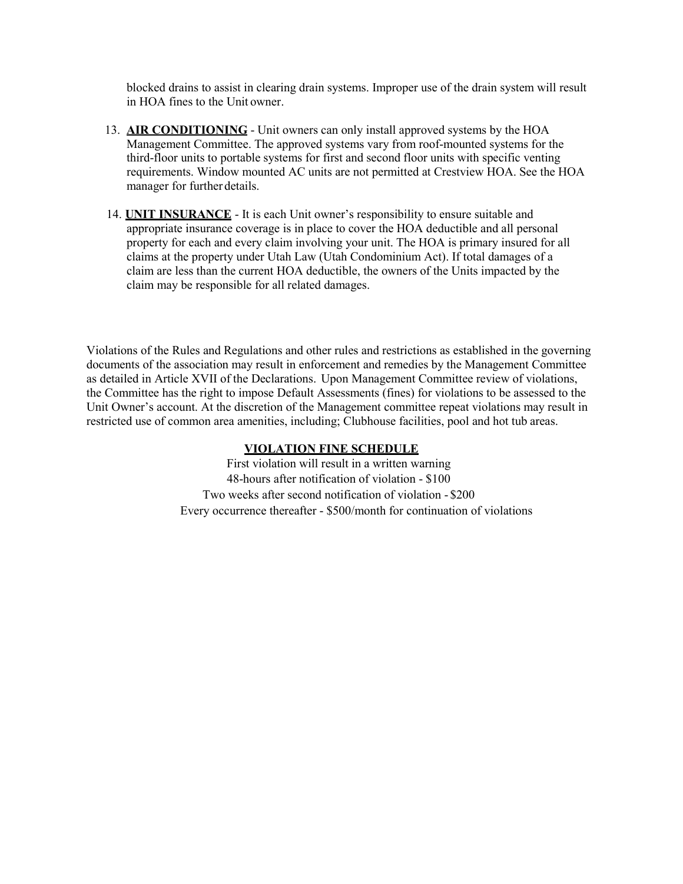blocked drains to assist in clearing drain systems. Improper use of the drain system will result in HOA fines to the Unit owner.

13. **AIR CONDITIONING** - Unit owners can only install approved systems by the HOA Management Committee. The approved systems vary from roof-mounted systems for the third-floor units to portable systems for first and second floor units with specific venting requirements. Window mounted AC units are not permitted at Crestview HOA. See the HOA manager for further details.

14. **UNIT INSURANCE** - It is each Unit owner's responsibility to ensure suitable and appropriate insurance coverage is in place to cover the HOA deductible and all personal property for each and every claim involving your unit. The HOA is primary insured for all claims at the property under Utah Law (Utah Condominium Act). If total damages of a claim are less than the current HOA deductible, the owners of the Units impacted by the claim may be responsible for all related damages.

Violations of the Rules and Regulations and other rules and restrictions as established in the governing documents of the association may result in enforcement and remedies by the Management Committee as detailed in Article XVII of the Declarations. Upon Management Committee review of violations, the Committee has the right to impose Default Assessments (fines) for violations to be assessed to the Unit Owner's account. At the discretion of the Management committee repeat violations may result in restricted use of common area amenities, including; Clubhouse facilities, pool and hot tub areas.

**VIOLATION FINE SCHEDULE**

First violation will result in a written warning

48-hours after notification of violation - $100

Two weeks after second notification of violation - $200

Every occurrence thereafter - $500/month for continuation of violations